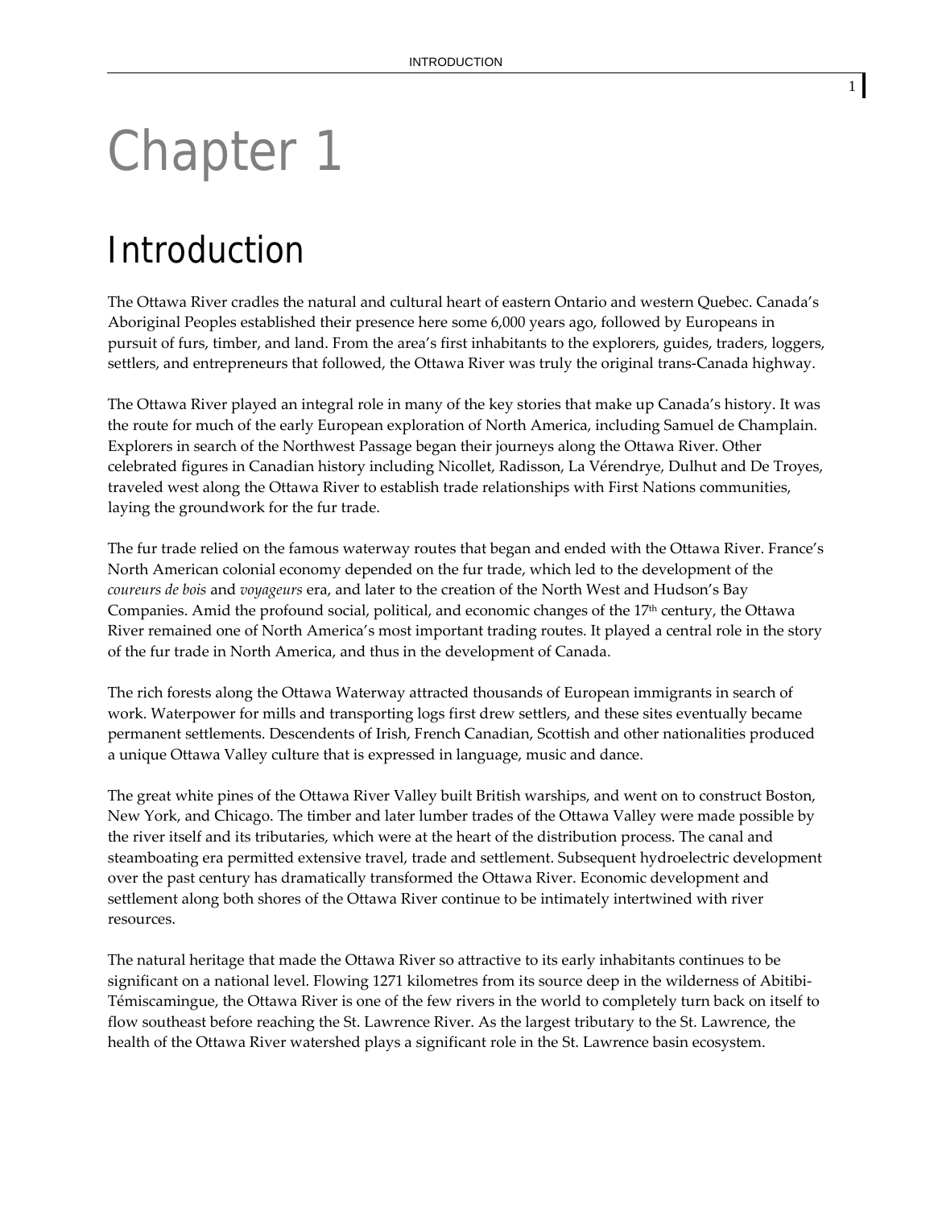# Chapter 1

## Introduction

The Ottawa River cradles the natural and cultural heart of eastern Ontario and western Quebec. Canada's Aboriginal Peoples established their presence here some 6,000 years ago, followed by Europeans in pursuit of furs, timber, and land. From the area's first inhabitants to the explorers, guides, traders, loggers, settlers, and entrepreneurs that followed, the Ottawa River was truly the original trans-Canada highway.

The Ottawa River played an integral role in many of the key stories that make up Canada's history. It was the route for much of the early European exploration of North America, including Samuel de Champlain. Explorers in search of the Northwest Passage began their journeys along the Ottawa River. Other celebrated figures in Canadian history including Nicollet, Radisson, La Vérendrye, Dulhut and De Troyes, traveled west along the Ottawa River to establish trade relationships with First Nations communities, laying the groundwork for the fur trade.

The fur trade relied on the famous waterway routes that began and ended with the Ottawa River. France's North American colonial economy depended on the fur trade, which led to the development of the *coureurs de bois* and *voyageurs* era, and later to the creation of the North West and Hudson's Bay Companies. Amid the profound social, political, and economic changes of the 17th century, the Ottawa River remained one of North America's most important trading routes. It played a central role in the story of the fur trade in North America, and thus in the development of Canada.

The rich forests along the Ottawa Waterway attracted thousands of European immigrants in search of work. Waterpower for mills and transporting logs first drew settlers, and these sites eventually became permanent settlements. Descendents of Irish, French Canadian, Scottish and other nationalities produced a unique Ottawa Valley culture that is expressed in language, music and dance.

The great white pines of the Ottawa River Valley built British warships, and went on to construct Boston, New York, and Chicago. The timber and later lumber trades of the Ottawa Valley were made possible by the river itself and its tributaries, which were at the heart of the distribution process. The canal and steamboating era permitted extensive travel, trade and settlement. Subsequent hydroelectric development over the past century has dramatically transformed the Ottawa River. Economic development and settlement along both shores of the Ottawa River continue to be intimately intertwined with river resources.

The natural heritage that made the Ottawa River so attractive to its early inhabitants continues to be significant on a national level. Flowing 1271 kilometres from its source deep in the wilderness of Abitibi-Témiscamingue, the Ottawa River is one of the few rivers in the world to completely turn back on itself to flow southeast before reaching the St. Lawrence River. As the largest tributary to the St. Lawrence, the health of the Ottawa River watershed plays a significant role in the St. Lawrence basin ecosystem.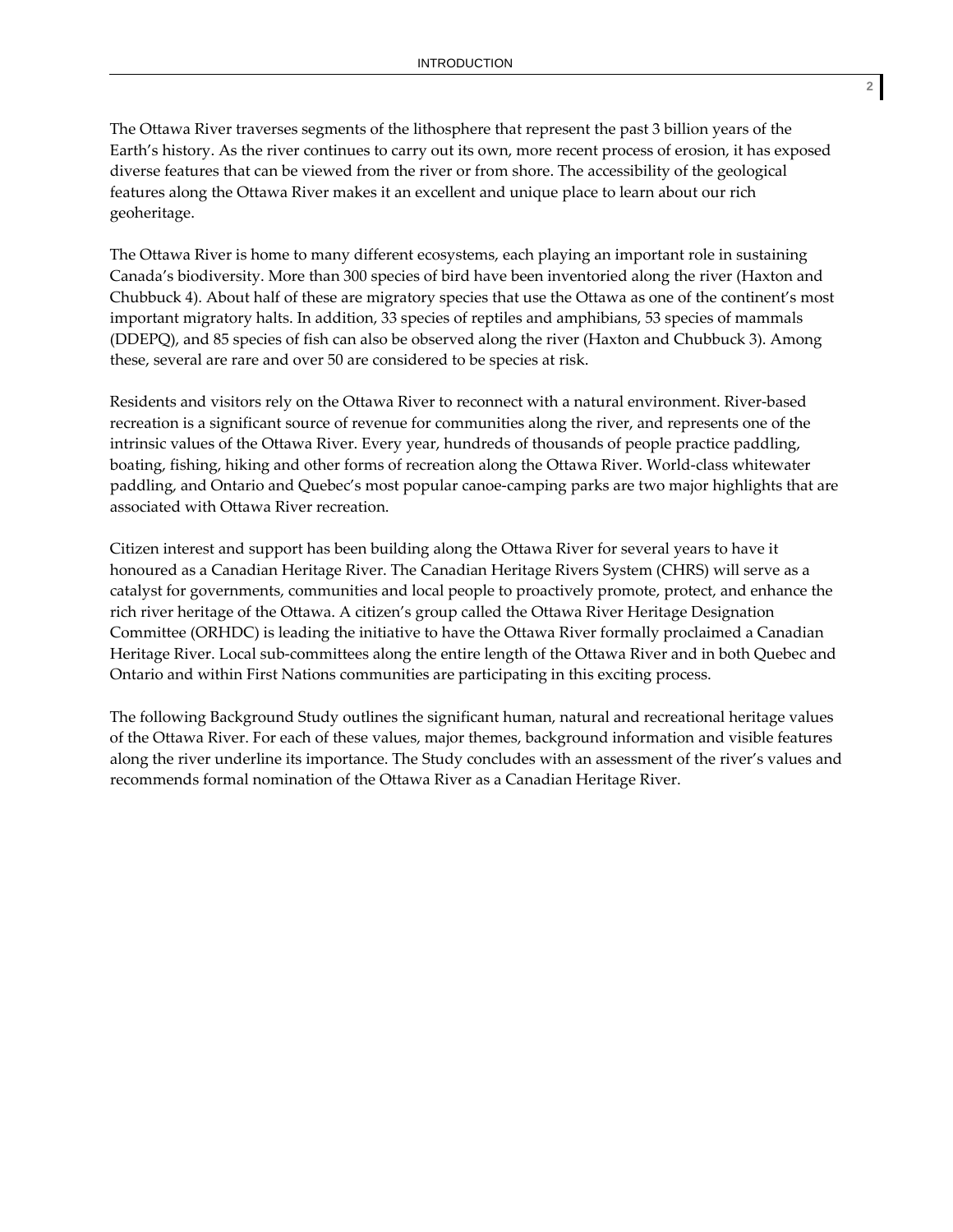The Ottawa River traverses segments of the lithosphere that represent the past 3 billion years of the Earth's history. As the river continues to carry out its own, more recent process of erosion, it has exposed diverse features that can be viewed from the river or from shore. The accessibility of the geological features along the Ottawa River makes it an excellent and unique place to learn about our rich geoheritage.

The Ottawa River is home to many different ecosystems, each playing an important role in sustaining Canada's biodiversity. More than 300 species of bird have been inventoried along the river (Haxton and Chubbuck 4). About half of these are migratory species that use the Ottawa as one of the continent's most important migratory halts. In addition, 33 species of reptiles and amphibians, 53 species of mammals (DDEPQ), and 85 species of fish can also be observed along the river (Haxton and Chubbuck 3). Among these, several are rare and over 50 are considered to be species at risk.

Residents and visitors rely on the Ottawa River to reconnect with a natural environment. River-based recreation is a significant source of revenue for communities along the river, and represents one of the intrinsic values of the Ottawa River. Every year, hundreds of thousands of people practice paddling, boating, fishing, hiking and other forms of recreation along the Ottawa River. World-class whitewater paddling, and Ontario and Quebec's most popular canoe-camping parks are two major highlights that are associated with Ottawa River recreation.

Citizen interest and support has been building along the Ottawa River for several years to have it honoured as a Canadian Heritage River. The Canadian Heritage Rivers System (CHRS) will serve as a catalyst for governments, communities and local people to proactively promote, protect, and enhance the rich river heritage of the Ottawa. A citizen's group called the Ottawa River Heritage Designation Committee (ORHDC) is leading the initiative to have the Ottawa River formally proclaimed a Canadian Heritage River. Local sub-committees along the entire length of the Ottawa River and in both Quebec and Ontario and within First Nations communities are participating in this exciting process.

The following Background Study outlines the significant human, natural and recreational heritage values of the Ottawa River. For each of these values, major themes, background information and visible features along the river underline its importance. The Study concludes with an assessment of the river's values and recommends formal nomination of the Ottawa River as a Canadian Heritage River.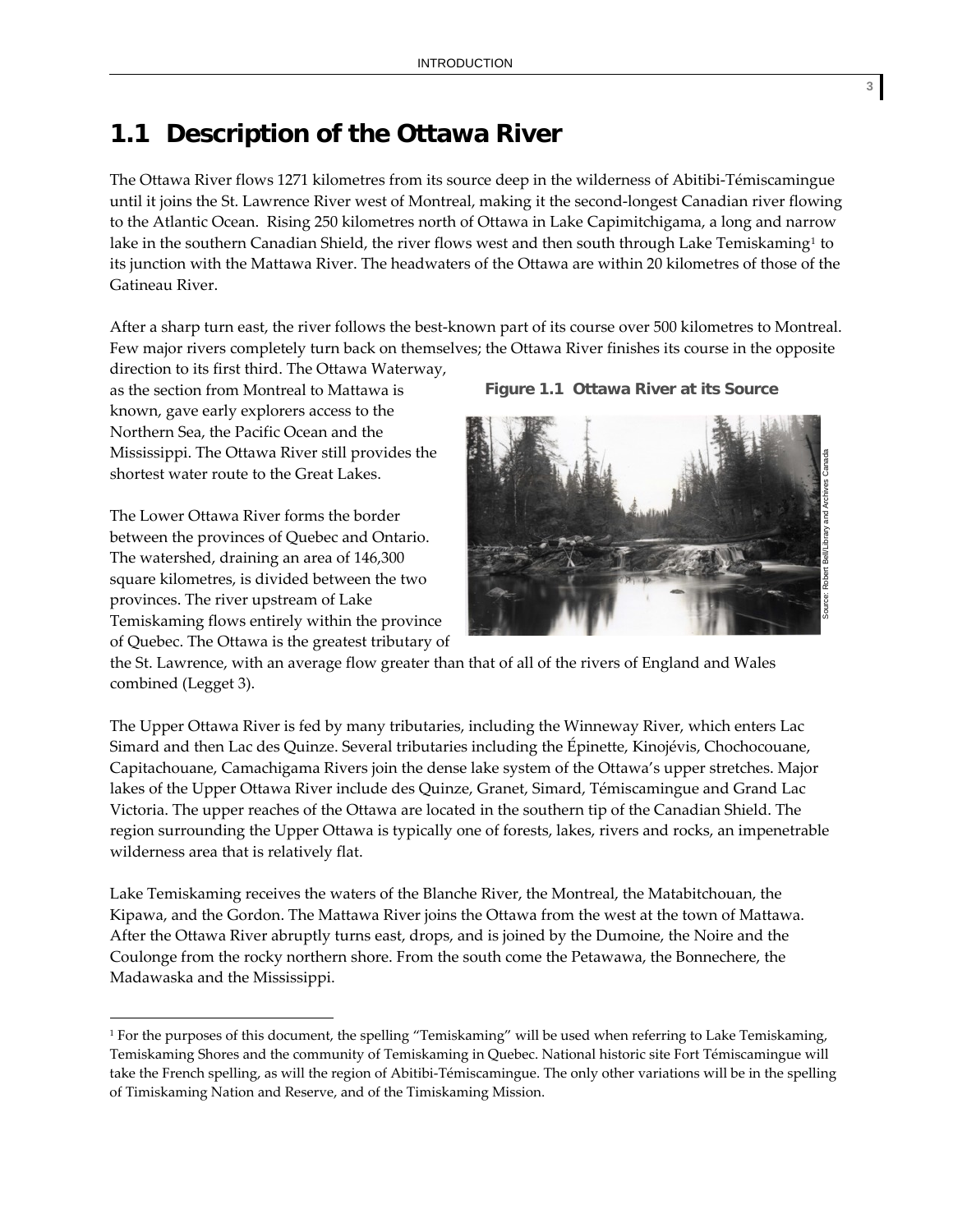## 1.1 Description of the Ottawa River

The Ottawa River flows 1271 kilometres from its source deep in the wilderness of Abitibi-Témiscamingue until it joins the St. Lawrence River west of Montreal, making it the second-longest Canadian river flowing to the Atlantic Ocean. Rising 250 kilometres north of Ottawa in Lake Capimitchigama, a long and narrow lake in the southern Canadian Shield, the river flows west and then south through Lake Temiskaming[1] to its junction with the Mattawa River. The headwaters of the Ottawa are within 20 kilometres of those of the Gatineau River.

After a sharp turn east, the river follows the best-known part of its course over 500 kilometres to Montreal. Few major rivers completely turn back on themselves; the Ottawa River finishes its course in the opposite direction to its first third. The Ottawa Waterway, as the section from Montreal to Mattawa is known, gave early explorers access to the Northern Sea, the Pacific Ocean and the Mississippi. The Ottawa River still provides the shortest water route to the Great Lakes.

**Figure 1.1 Ottawa River at its Source**

Source: Robert Bell/Library and Archives Canada

The Lower Ottawa River forms the border between the provinces of Quebec and Ontario. The watershed, draining an area of 146,300 square kilometres, is divided between the two provinces. The river upstream of Lake Temiskaming flows entirely within the province of Quebec. The Ottawa is the greatest tributary of the St. Lawrence, with an average flow greater than that of all of the rivers of England and Wales combined (Legget 3).

The Upper Ottawa River is fed by many tributaries, including the Winneway River, which enters Lac Simard and then Lac des Quinze. Several tributaries including the Épinette, Kinojévis, Chochocouane, Capitachouane, Camachigama Rivers join the dense lake system of the Ottawa's upper stretches. Major lakes of the Upper Ottawa River include des Quinze, Granet, Simard, Témiscamingue and Grand Lac Victoria. The upper reaches of the Ottawa are located in the southern tip of the Canadian Shield. The region surrounding the Upper Ottawa is typically one of forests, lakes, rivers and rocks, an impenetrable wilderness area that is relatively flat.

Lake Temiskaming receives the waters of the Blanche River, the Montreal, the Matabitchouan, the Kipawa, and the Gordon. The Mattawa River joins the Ottawa from the west at the town of Mattawa. After the Ottawa River abruptly turns east, drops, and is joined by the Dumoine, the Noire and the Coulonge from the rocky northern shore. From the south come the Petawawa, the Bonnechere, the Madawaska and the Mississippi.

---

[1] For the purposes of this document, the spelling "Temiskaming" will be used when referring to Lake Temiskaming, Temiskaming Shores and the community of Temiskaming in Quebec. National historic site Fort Témiscamingue will take the French spelling, as will the region of Abitibi-Témiscamingue. The only other variations will be in the spelling of Timiskaming Nation and Reserve, and of the Timiskaming Mission.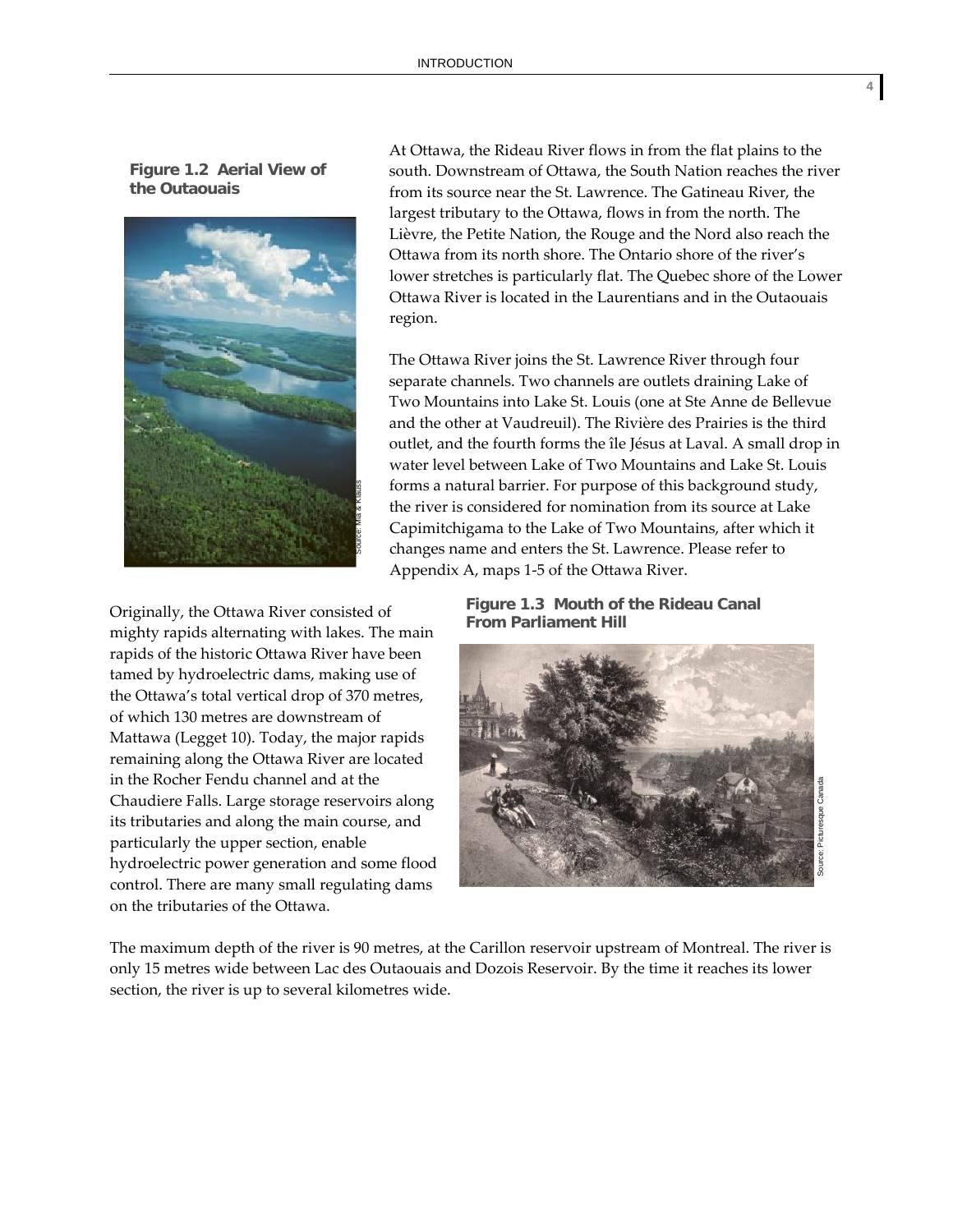**Figure 1.2 Aerial View of the Outaouais**

Source: Mia & Klauss

At Ottawa, the Rideau River flows in from the flat plains to the south. Downstream of Ottawa, the South Nation reaches the river from its source near the St. Lawrence. The Gatineau River, the largest tributary to the Ottawa, flows in from the north. The Lièvre, the Petite Nation, the Rouge and the Nord also reach the Ottawa from its north shore. The Ontario shore of the river's lower stretches is particularly flat. The Quebec shore of the Lower Ottawa River is located in the Laurentians and in the Outaouais region.

The Ottawa River joins the St. Lawrence River through four separate channels. Two channels are outlets draining Lake of Two Mountains into Lake St. Louis (one at Ste Anne de Bellevue and the other at Vaudreuil). The Rivière des Prairies is the third outlet, and the fourth forms the île Jésus at Laval. A small drop in water level between Lake of Two Mountains and Lake St. Louis forms a natural barrier. For purpose of this background study, the river is considered for nomination from its source at Lake Capimitchigama to the Lake of Two Mountains, after which it changes name and enters the St. Lawrence. Please refer to Appendix A, maps 1-5 of the Ottawa River.

Originally, the Ottawa River consisted of mighty rapids alternating with lakes. The main rapids of the historic Ottawa River have been tamed by hydroelectric dams, making use of the Ottawa's total vertical drop of 370 metres, of which 130 metres are downstream of Mattawa (Legget 10). Today, the major rapids remaining along the Ottawa River are located in the Rocher Fendu channel and at the Chaudiere Falls. Large storage reservoirs along its tributaries and along the main course, and particularly the upper section, enable hydroelectric power generation and some flood control. There are many small regulating dams on the tributaries of the Ottawa.

**Figure 1.3 Mouth of the Rideau Canal From Parliament Hill**

Source: Picturesque Canada

The maximum depth of the river is 90 metres, at the Carillon reservoir upstream of Montreal. The river is only 15 metres wide between Lac des Outaouais and Dozois Reservoir. By the time it reaches its lower section, the river is up to several kilometres wide.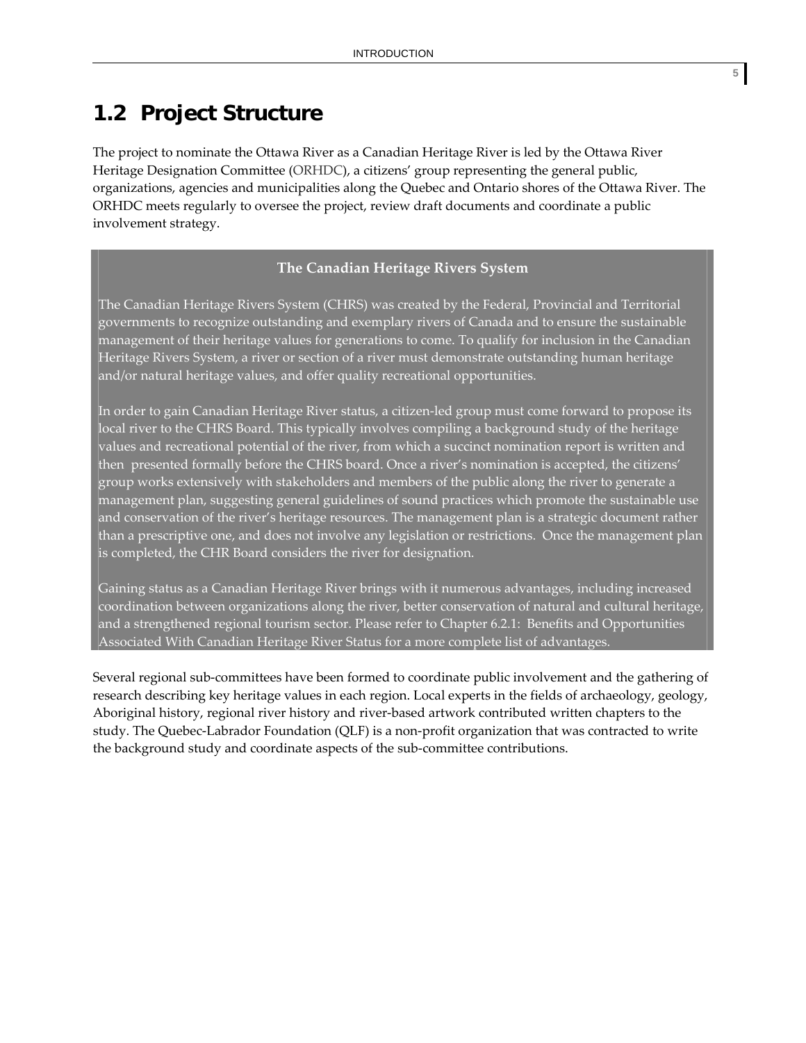## 1.2 Project Structure

The project to nominate the Ottawa River as a Canadian Heritage River is led by the Ottawa River Heritage Designation Committee (ORHDC), a citizens' group representing the general public, organizations, agencies and municipalities along the Quebec and Ontario shores of the Ottawa River. The ORHDC meets regularly to oversee the project, review draft documents and coordinate a public involvement strategy.

**The Canadian Heritage Rivers System**

The Canadian Heritage Rivers System (CHRS) was created by the Federal, Provincial and Territorial governments to recognize outstanding and exemplary rivers of Canada and to ensure the sustainable management of their heritage values for generations to come. To qualify for inclusion in the Canadian Heritage Rivers System, a river or section of a river must demonstrate outstanding human heritage and/or natural heritage values, and offer quality recreational opportunities.

In order to gain Canadian Heritage River status, a citizen-led group must come forward to propose its local river to the CHRS Board. This typically involves compiling a background study of the heritage values and recreational potential of the river, from which a succinct nomination report is written and then presented formally before the CHRS board. Once a river's nomination is accepted, the citizens' group works extensively with stakeholders and members of the public along the river to generate a management plan, suggesting general guidelines of sound practices which promote the sustainable use and conservation of the river's heritage resources. The management plan is a strategic document rather than a prescriptive one, and does not involve any legislation or restrictions. Once the management plan is completed, the CHR Board considers the river for designation.

Gaining status as a Canadian Heritage River brings with it numerous advantages, including increased coordination between organizations along the river, better conservation of natural and cultural heritage, and a strengthened regional tourism sector. Please refer to Chapter 6.2.1: Benefits and Opportunities Associated With Canadian Heritage River Status for a more complete list of advantages.

Several regional sub-committees have been formed to coordinate public involvement and the gathering of research describing key heritage values in each region. Local experts in the fields of archaeology, geology, Aboriginal history, regional river history and river-based artwork contributed written chapters to the study. The Quebec-Labrador Foundation (QLF) is a non-profit organization that was contracted to write the background study and coordinate aspects of the sub-committee contributions.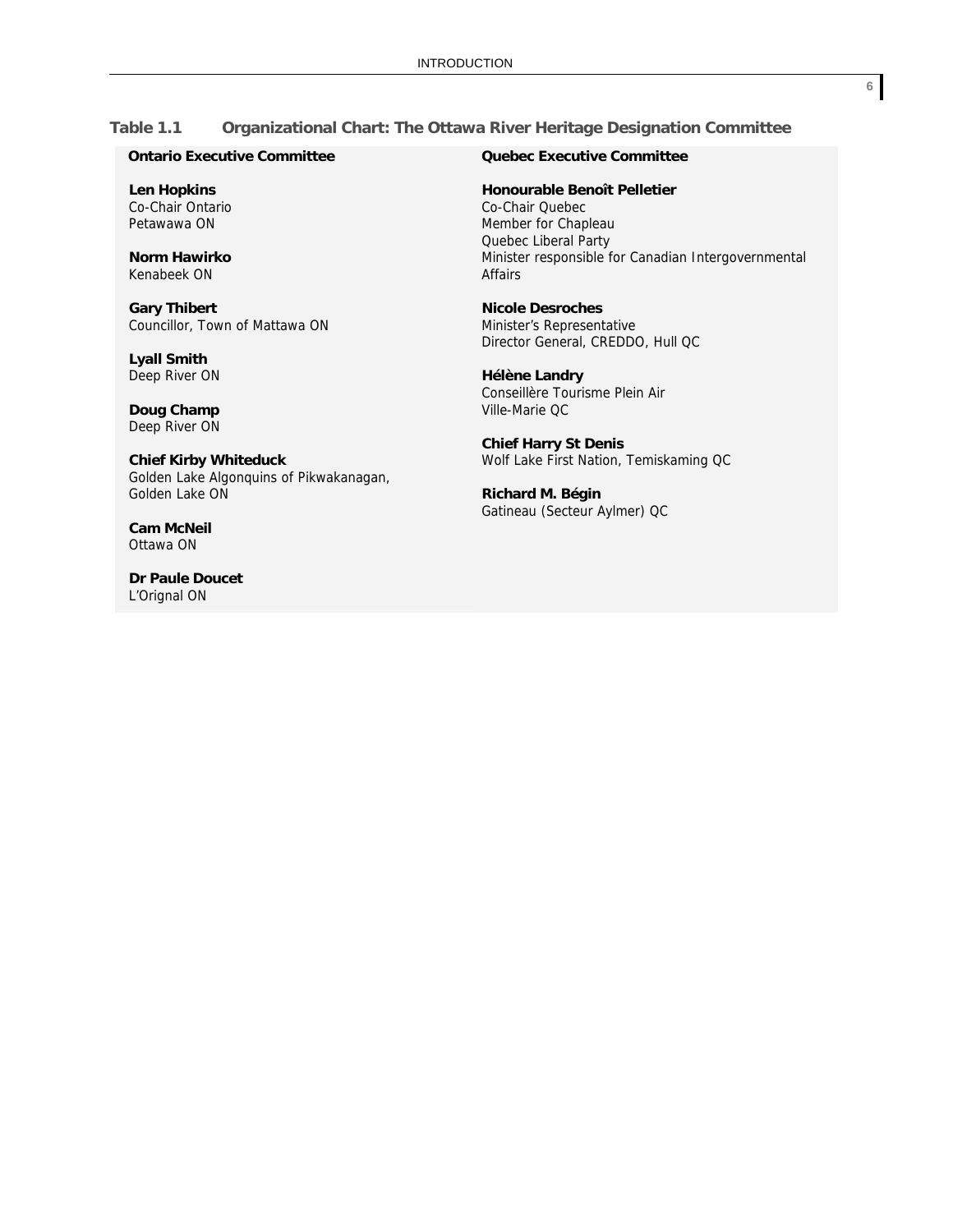**Table 1.1 Organizational Chart: The Ottawa River Heritage Designation Committee**

**Ontario Executive Committee**

**Len Hopkins**
Co-Chair Ontario
Petawawa ON

**Norm Hawirko**
Kenabeek ON

**Gary Thibert**
Councillor, Town of Mattawa ON

**Lyall Smith**
Deep River ON

**Doug Champ**
Deep River ON

**Chief Kirby Whiteduck**
Golden Lake Algonquins of Pikwakanagan, Golden Lake ON

**Cam McNeil**
Ottawa ON

**Dr Paule Doucet**
L'Orignal ON

**Quebec Executive Committee**

**Honourable Benoît Pelletier**
Co-Chair Quebec
Member for Chapleau
Quebec Liberal Party
Minister responsible for Canadian Intergovernmental Affairs

**Nicole Desroches**
Minister's Representative
Director General, CREDDO, Hull QC

**Hélène Landry**
Conseillère Tourisme Plein Air
Ville-Marie QC

**Chief Harry St Denis**
Wolf Lake First Nation, Temiskaming QC

**Richard M. Bégin**
Gatineau (Secteur Aylmer) QC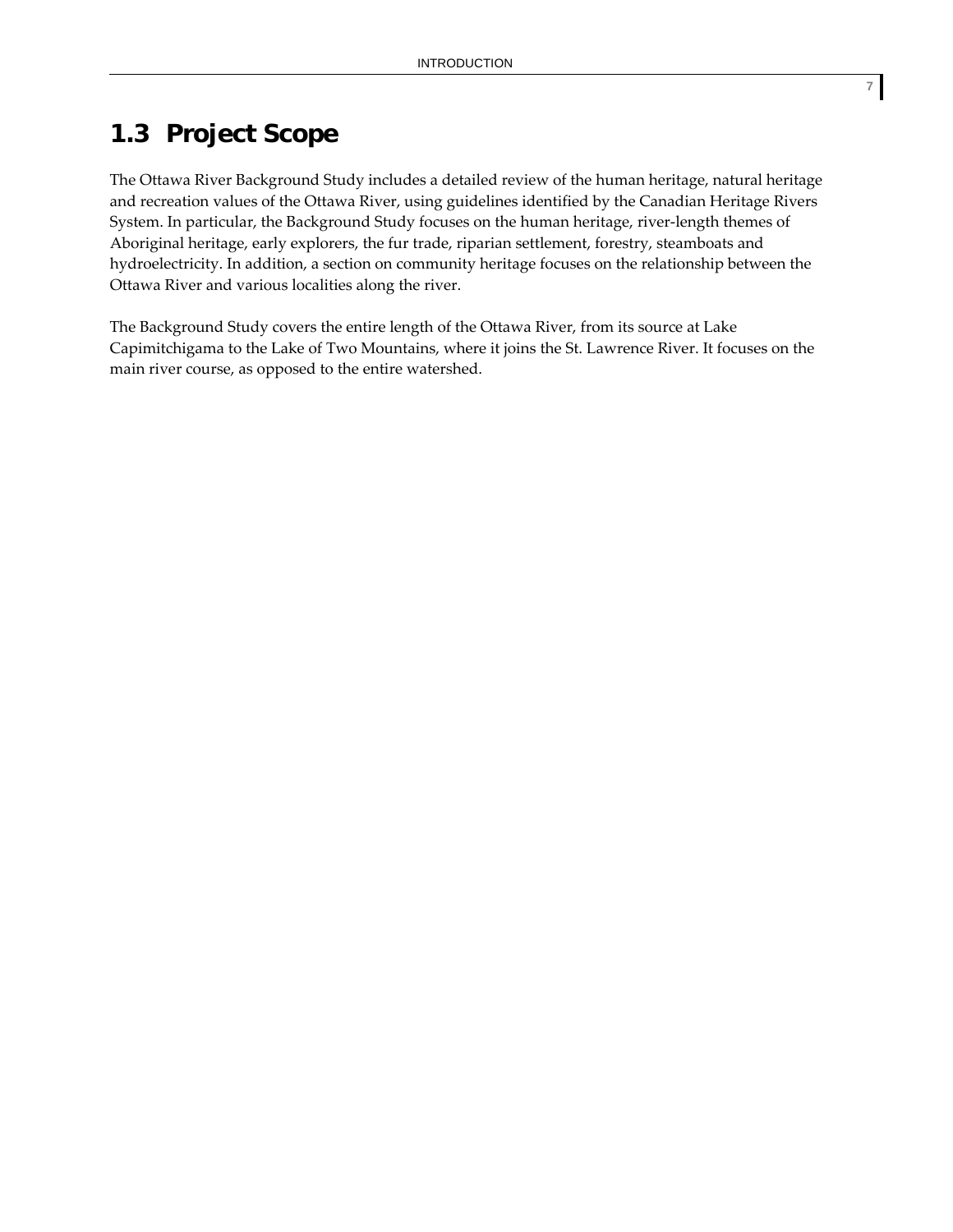## 1.3 Project Scope

The Ottawa River Background Study includes a detailed review of the human heritage, natural heritage and recreation values of the Ottawa River, using guidelines identified by the Canadian Heritage Rivers System. In particular, the Background Study focuses on the human heritage, river-length themes of Aboriginal heritage, early explorers, the fur trade, riparian settlement, forestry, steamboats and hydroelectricity. In addition, a section on community heritage focuses on the relationship between the Ottawa River and various localities along the river.

The Background Study covers the entire length of the Ottawa River, from its source at Lake Capimitchigama to the Lake of Two Mountains, where it joins the St. Lawrence River. It focuses on the main river course, as opposed to the entire watershed.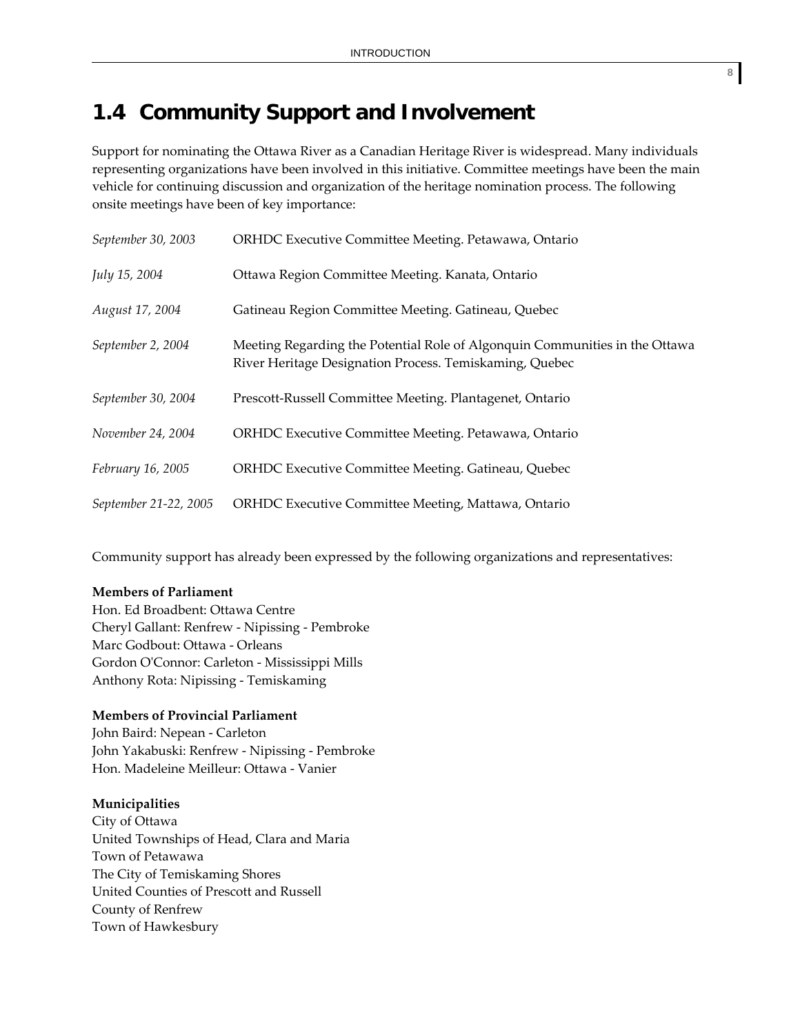## 1.4 Community Support and Involvement

Support for nominating the Ottawa River as a Canadian Heritage River is widespread. Many individuals representing organizations have been involved in this initiative. Committee meetings have been the main vehicle for continuing discussion and organization of the heritage nomination process. The following onsite meetings have been of key importance:

| | |
|---|---|
| *September 30, 2003* | ORHDC Executive Committee Meeting. Petawawa, Ontario |
| *July 15, 2004* | Ottawa Region Committee Meeting. Kanata, Ontario |
| *August 17, 2004* | Gatineau Region Committee Meeting. Gatineau, Quebec |
| *September 2, 2004* | Meeting Regarding the Potential Role of Algonquin Communities in the Ottawa River Heritage Designation Process. Temiskaming, Quebec |
| *September 30, 2004* | Prescott-Russell Committee Meeting. Plantagenet, Ontario |
| *November 24, 2004* | ORHDC Executive Committee Meeting. Petawawa, Ontario |
| *February 16, 2005* | ORHDC Executive Committee Meeting. Gatineau, Quebec |
| *September 21-22, 2005* | ORHDC Executive Committee Meeting, Mattawa, Ontario |

Community support has already been expressed by the following organizations and representatives:

**Members of Parliament**
Hon. Ed Broadbent: Ottawa Centre
Cheryl Gallant: Renfrew - Nipissing - Pembroke
Marc Godbout: Ottawa - Orleans
Gordon O'Connor: Carleton - Mississippi Mills
Anthony Rota: Nipissing - Temiskaming

**Members of Provincial Parliament**
John Baird: Nepean - Carleton
John Yakabuski: Renfrew - Nipissing - Pembroke
Hon. Madeleine Meilleur: Ottawa - Vanier

**Municipalities**
City of Ottawa
United Townships of Head, Clara and Maria
Town of Petawawa
The City of Temiskaming Shores
United Counties of Prescott and Russell
County of Renfrew
Town of Hawkesbury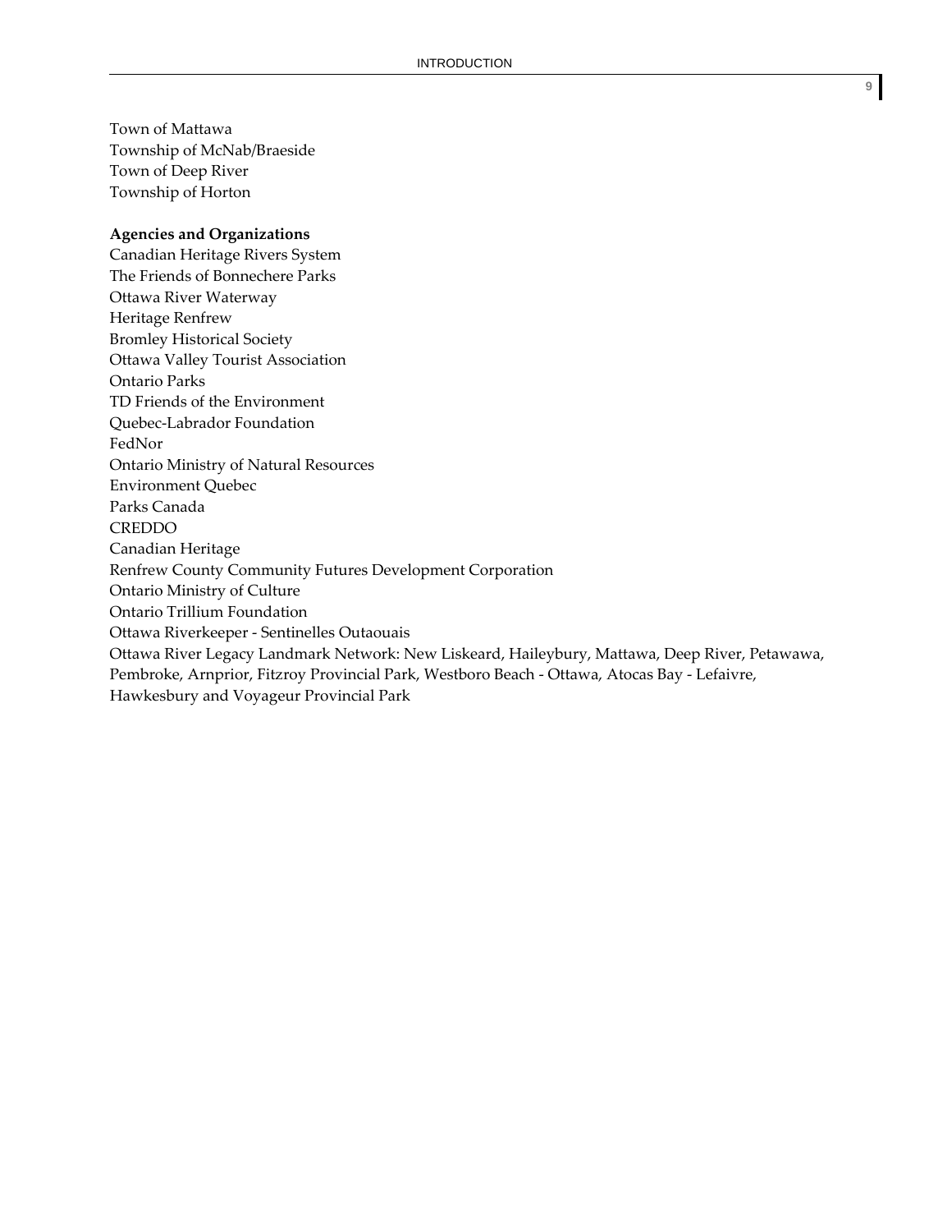Town of Mattawa
Township of McNab/Braeside
Town of Deep River
Township of Horton

**Agencies and Organizations**
Canadian Heritage Rivers System
The Friends of Bonnechere Parks
Ottawa River Waterway
Heritage Renfrew
Bromley Historical Society
Ottawa Valley Tourist Association
Ontario Parks
TD Friends of the Environment
Quebec-Labrador Foundation
FedNor
Ontario Ministry of Natural Resources
Environment Quebec
Parks Canada
CREDDO
Canadian Heritage
Renfrew County Community Futures Development Corporation
Ontario Ministry of Culture
Ontario Trillium Foundation
Ottawa Riverkeeper - Sentinelles Outaouais
Ottawa River Legacy Landmark Network: New Liskeard, Haileybury, Mattawa, Deep River, Petawawa, Pembroke, Arnprior, Fitzroy Provincial Park, Westboro Beach - Ottawa, Atocas Bay - Lefaivre, Hawkesbury and Voyageur Provincial Park